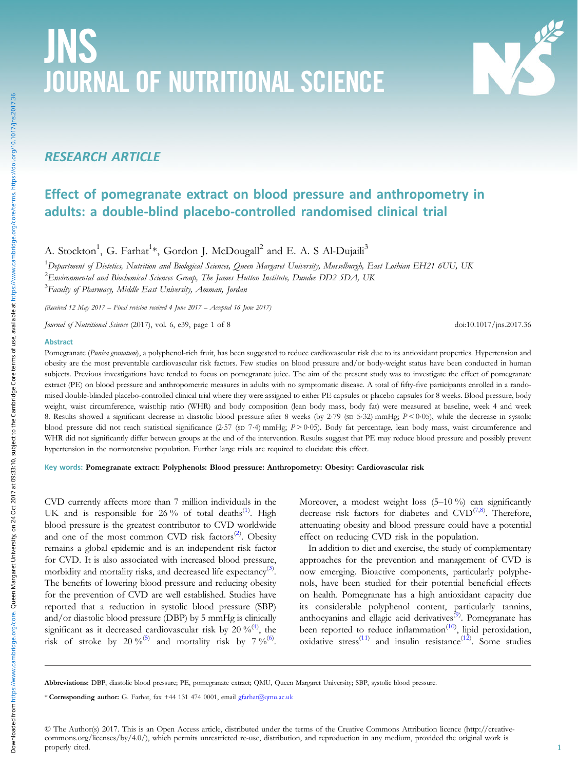# JNS JOURNAL OF NUTRITIONAL SCIENCE

## RESEARCH ARTICLE

# Effect of pomegranate extract on blood pressure and anthropometry in adults: a double-blind placebo-controlled randomised clinical trial

A. Stockton[1], G. Farhat[1]*, Gordon J. McDougall[2] and E. A. S Al-Dujaili[3]

[1]*Department of Dietetics, Nutrition and Biological Sciences, Queen Margaret University, Musselburgh, East Lothian EH21 6UU, UK*
[2]*Environmental and Biochemical Sciences Group, The James Hutton Institute, Dundee DD2 5DA, UK*
[3]*Faculty of Pharmacy, Middle East University, Amman, Jordan*

*(Received 12 May 2017 – Final revision received 4 June 2017 – Accepted 16 June 2017)*

*Journal of Nutritional Science* (2017), vol. 6, e39, page 1 of 8 doi:10.1017/jns.2017.36

### Abstract

Pomegranate (*Punica granatum*), a polyphenol-rich fruit, has been suggested to reduce cardiovascular risk due to its antioxidant properties. Hypertension and obesity are the most preventable cardiovascular risk factors. Few studies on blood pressure and/or body-weight status have been conducted in human subjects. Previous investigations have tended to focus on pomegranate juice. The aim of the present study was to investigate the effect of pomegranate extract (PE) on blood pressure and anthropometric measures in adults with no symptomatic disease. A total of fifty-five participants enrolled in a randomised double-blinded placebo-controlled clinical trial where they were assigned to either PE capsules or placebo capsules for 8 weeks. Blood pressure, body weight, waist circumference, waist:hip ratio (WHR) and body composition (lean body mass, body fat) were measured at baseline, week 4 and week 8. Results showed a significant decrease in diastolic blood pressure after 8 weeks (by 2·79 (SD 5·32) mmHg; $P < 0·05$), while the decrease in systolic blood pressure did not reach statistical significance (2·57 (SD 7·4) mmHg; $P > 0·05$). Body fat percentage, lean body mass, waist circumference and WHR did not significantly differ between groups at the end of the intervention. Results suggest that PE may reduce blood pressure and possibly prevent hypertension in the normotensive population. Further large trials are required to elucidate this effect.

**Key words: Pomegranate extract: Polyphenols: Blood pressure: Anthropometry: Obesity: Cardiovascular risk**

CVD currently affects more than 7 million individuals in the UK and is responsible for 26 % of total deaths[1]. High blood pressure is the greatest contributor to CVD worldwide and one of the most common CVD risk factors[2]. Obesity remains a global epidemic and is an independent risk factor for CVD. It is also associated with increased blood pressure, morbidity and mortality risks, and decreased life expectancy[3]. The benefits of lowering blood pressure and reducing obesity for the prevention of CVD are well established. Studies have reported that a reduction in systolic blood pressure (SBP) and/or diastolic blood pressure (DBP) by 5 mmHg is clinically significant as it decreased cardiovascular risk by 20 %[4], the risk of stroke by 20 %[5] and mortality risk by 7 %[6]. Moreover, a modest weight loss (5–10 %) can significantly decrease risk factors for diabetes and CVD[7,8]. Therefore, attenuating obesity and blood pressure could have a potential effect on reducing CVD risk in the population.

In addition to diet and exercise, the study of complementary approaches for the prevention and management of CVD is now emerging. Bioactive components, particularly polyphenols, have been studied for their potential beneficial effects on health. Pomegranate has a high antioxidant capacity due its considerable polyphenol content, particularly tannins, anthocyanins and ellagic acid derivatives[9]. Pomegranate has been reported to reduce inflammation[10], lipid peroxidation, oxidative stress[11] and insulin resistance[12]. Some studies

**Abbreviations:** DBP, diastolic blood pressure; PE, pomegranate extract; QMU, Queen Margaret University; SBP, systolic blood pressure.

\* **Corresponding author:** G. Farhat, fax +44 131 474 0001, email gfarhat@qmu.ac.uk

© The Author(s) 2017. This is an Open Access article, distributed under the terms of the Creative Commons Attribution licence (http://creativecommons.org/licenses/by/4.0/), which permits unrestricted re-use, distribution, and reproduction in any medium, provided the original work is properly cited.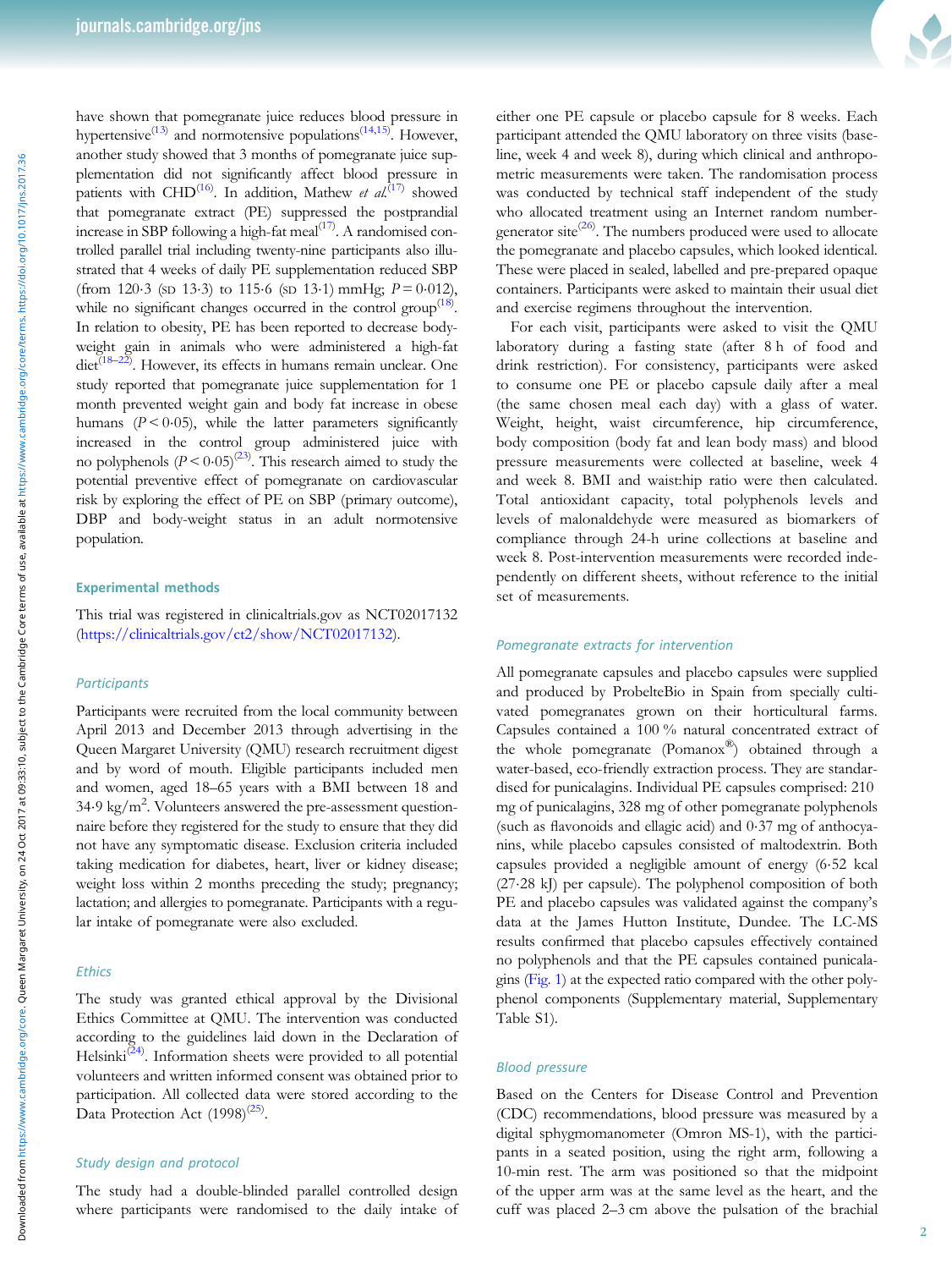have shown that pomegranate juice reduces blood pressure in hypertensive[13] and normotensive populations[14,15]. However, another study showed that 3 months of pomegranate juice supplementation did not significantly affect blood pressure in patients with CHD[16]. In addition, Mathew *et al.*[17] showed that pomegranate extract (PE) suppressed the postprandial increase in SBP following a high-fat meal[17]. A randomised controlled parallel trial including twenty-nine participants also illustrated that 4 weeks of daily PE supplementation reduced SBP (from 120·3 (SD 13·3) to 115·6 (SD 13·1) mmHg; $P = 0·012$), while no significant changes occurred in the control group[18]. In relation to obesity, PE has been reported to decrease body-weight gain in animals who were administered a high-fat diet[18–22]. However, its effects in humans remain unclear. One study reported that pomegranate juice supplementation for 1 month prevented weight gain and body fat increase in obese humans ($P < 0·05$), while the latter parameters significantly increased in the control group administered juice with no polyphenols ($P < 0·05$)[23]. This research aimed to study the potential preventive effect of pomegranate on cardiovascular risk by exploring the effect of PE on SBP (primary outcome), DBP and body-weight status in an adult normotensive population.

## Experimental methods

This trial was registered in clinicaltrials.gov as NCT02017132 (https://clinicaltrials.gov/ct2/show/NCT02017132).

### Participants

Participants were recruited from the local community between April 2013 and December 2013 through advertising in the Queen Margaret University (QMU) research recruitment digest and by word of mouth. Eligible participants included men and women, aged 18–65 years with a BMI between 18 and 34·9 kg/m$^2$. Volunteers answered the pre-assessment questionnaire before they registered for the study to ensure that they did not have any symptomatic disease. Exclusion criteria included taking medication for diabetes, heart, liver or kidney disease; weight loss within 2 months preceding the study; pregnancy; lactation; and allergies to pomegranate. Participants with a regular intake of pomegranate were also excluded.

### Ethics

The study was granted ethical approval by the Divisional Ethics Committee at QMU. The intervention was conducted according to the guidelines laid down in the Declaration of Helsinki[24]. Information sheets were provided to all potential volunteers and written informed consent was obtained prior to participation. All collected data were stored according to the Data Protection Act (1998)[25].

### Study design and protocol

The study had a double-blinded parallel controlled design where participants were randomised to the daily intake of either one PE capsule or placebo capsule for 8 weeks. Each participant attended the QMU laboratory on three visits (baseline, week 4 and week 8), during which clinical and anthropometric measurements were taken. The randomisation process was conducted by technical staff independent of the study who allocated treatment using an Internet random number-generator site[26]. The numbers produced were used to allocate the pomegranate and placebo capsules, which looked identical. These were placed in sealed, labelled and pre-prepared opaque containers. Participants were asked to maintain their usual diet and exercise regimens throughout the intervention.

For each visit, participants were asked to visit the QMU laboratory during a fasting state (after 8 h of food and drink restriction). For consistency, participants were asked to consume one PE or placebo capsule daily after a meal (the same chosen meal each day) with a glass of water. Weight, height, waist circumference, hip circumference, body composition (body fat and lean body mass) and blood pressure measurements were collected at baseline, week 4 and week 8. BMI and waist:hip ratio were then calculated. Total antioxidant capacity, total polyphenols levels and levels of malonaldehyde were measured as biomarkers of compliance through 24-h urine collections at baseline and week 8. Post-intervention measurements were recorded independently on different sheets, without reference to the initial set of measurements.

### Pomegranate extracts for intervention

All pomegranate capsules and placebo capsules were supplied and produced by ProbelteBio in Spain from specially cultivated pomegranates grown on their horticultural farms. Capsules contained a 100 % natural concentrated extract of the whole pomegranate (Pomanox®) obtained through a water-based, eco-friendly extraction process. They are standardised for punicalagins. Individual PE capsules comprised: 210 mg of punicalagins, 328 mg of other pomegranate polyphenols (such as flavonoids and ellagic acid) and 0·37 mg of anthocyanins, while placebo capsules consisted of maltodextrin. Both capsules provided a negligible amount of energy (6·52 kcal (27·28 kJ) per capsule). The polyphenol composition of both PE and placebo capsules was validated against the company's data at the James Hutton Institute, Dundee. The LC-MS results confirmed that placebo capsules effectively contained no polyphenols and that the PE capsules contained punicalagins (Fig. 1) at the expected ratio compared with the other polyphenol components (Supplementary material, Supplementary Table S1).

### Blood pressure

Based on the Centers for Disease Control and Prevention (CDC) recommendations, blood pressure was measured by a digital sphygmomanometer (Omron MS-1), with the participants in a seated position, using the right arm, following a 10-min rest. The arm was positioned so that the midpoint of the upper arm was at the same level as the heart, and the cuff was placed 2–3 cm above the pulsation of the brachial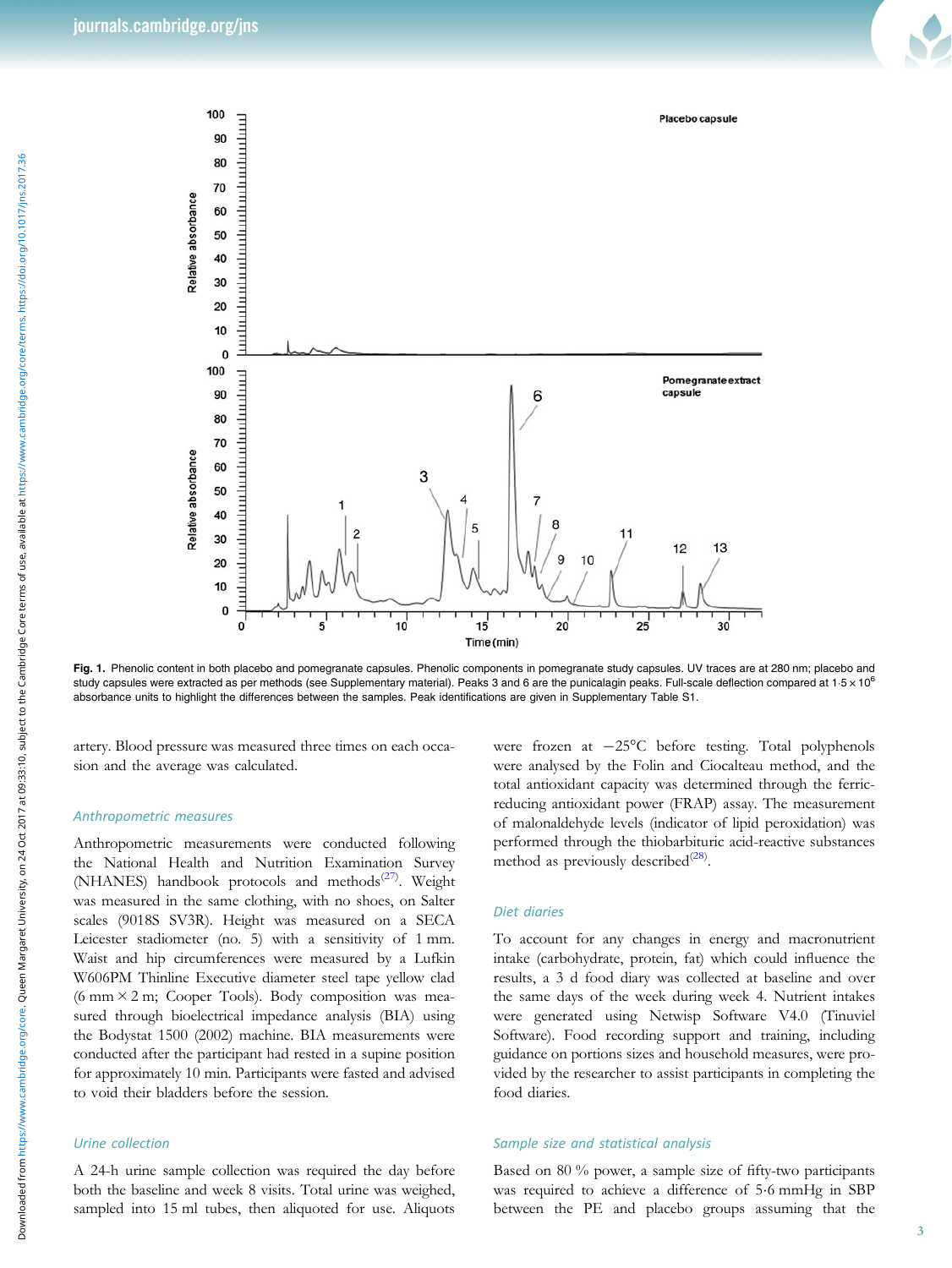Fig. 1. Phenolic content in both placebo and pomegranate capsules. Phenolic components in pomegranate study capsules. UV traces are at 280 nm; placebo and study capsules were extracted as per methods (see Supplementary material). Peaks 3 and 6 are the punicalagin peaks. Full-scale deflection compared at $1·5 \times 10^6$ absorbance units to highlight the differences between the samples. Peak identifications are given in Supplementary Table S1.

artery. Blood pressure was measured three times on each occasion and the average was calculated.

### Anthropometric measures

Anthropometric measurements were conducted following the National Health and Nutrition Examination Survey (NHANES) handbook protocols and methods[27]. Weight was measured in the same clothing, with no shoes, on Salter scales (9018S SV3R). Height was measured on a SECA Leicester stadiometer (no. 5) with a sensitivity of 1 mm. Waist and hip circumferences were measured by a Lufkin W606PM Thinline Executive diameter steel tape yellow clad (6 mm × 2 m; Cooper Tools). Body composition was measured through bioelectrical impedance analysis (BIA) using the Bodystat 1500 (2002) machine. BIA measurements were conducted after the participant had rested in a supine position for approximately 10 min. Participants were fasted and advised to void their bladders before the session.

### Urine collection

A 24-h urine sample collection was required the day before both the baseline and week 8 visits. Total urine was weighed, sampled into 15 ml tubes, then aliquoted for use. Aliquots were frozen at −25°C before testing. Total polyphenols were analysed by the Folin and Ciocalteau method, and the total antioxidant capacity was determined through the ferric-reducing antioxidant power (FRAP) assay. The measurement of malonaldehyde levels (indicator of lipid peroxidation) was performed through the thiobarbituric acid-reactive substances method as previously described[28].

### Diet diaries

To account for any changes in energy and macronutrient intake (carbohydrate, protein, fat) which could influence the results, a 3 d food diary was collected at baseline and over the same days of the week during week 4. Nutrient intakes were generated using Netwisp Software V4.0 (Tinuviel Software). Food recording support and training, including guidance on portions sizes and household measures, were provided by the researcher to assist participants in completing the food diaries.

### Sample size and statistical analysis

Based on 80 % power, a sample size of fifty-two participants was required to achieve a difference of 5·6 mmHg in SBP between the PE and placebo groups assuming that the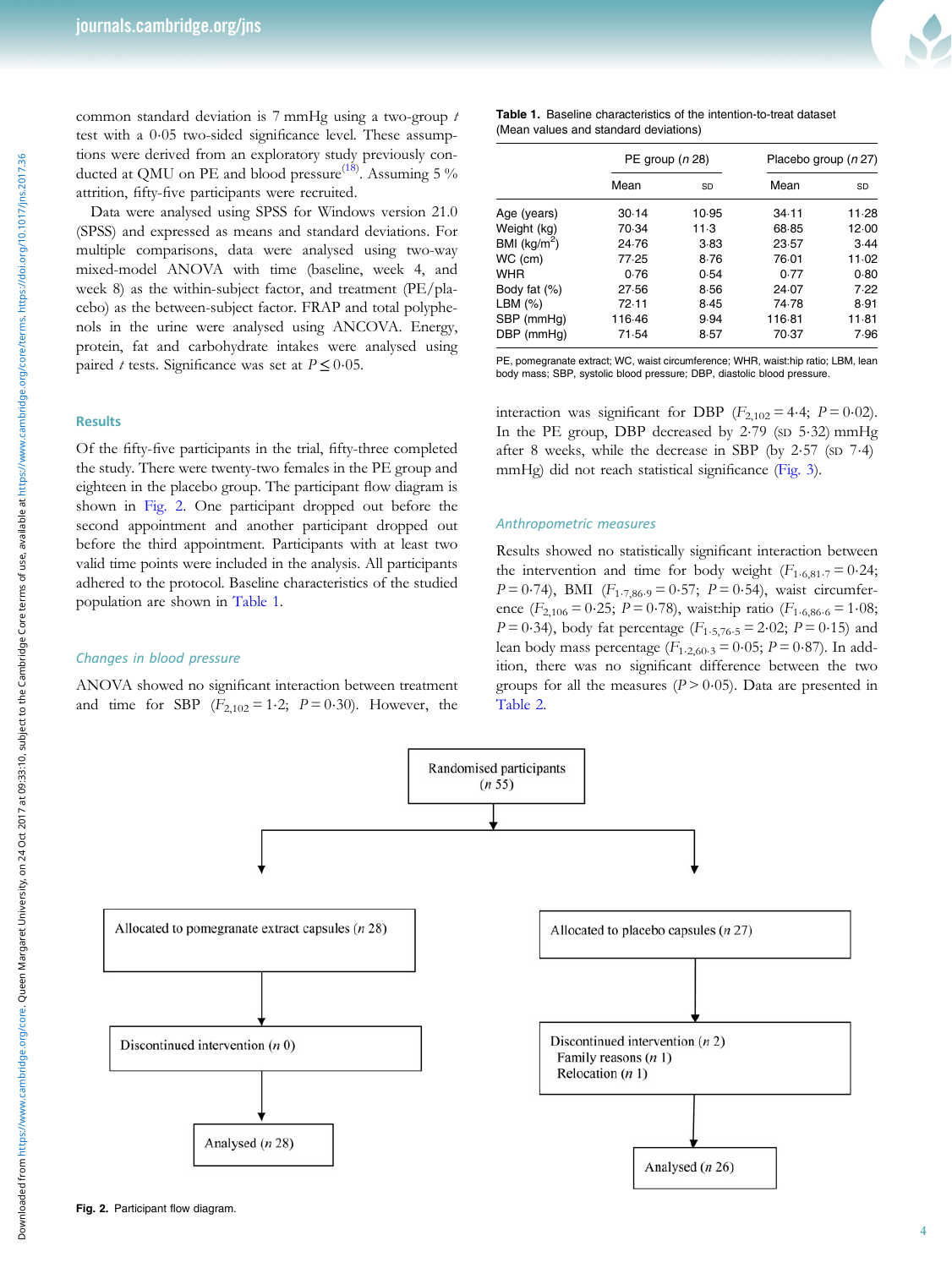common standard deviation is 7 mmHg using a two-group *t* test with a 0·05 two-sided significance level. These assumptions were derived from an exploratory study previously conducted at QMU on PE and blood pressure[18]. Assuming 5 % attrition, fifty-five participants were recruited.

Data were analysed using SPSS for Windows version 21.0 (SPSS) and expressed as means and standard deviations. For multiple comparisons, data were analysed using two-way mixed-model ANOVA with time (baseline, week 4, and week 8) as the within-subject factor, and treatment (PE/placebo) as the between-subject factor. FRAP and total polyphenols in the urine were analysed using ANCOVA. Energy, protein, fat and carbohydrate intakes were analysed using paired *t* tests. Significance was set at $P \leq 0{\cdot}05$.

## Results

Of the fifty-five participants in the trial, fifty-three completed the study. There were twenty-two females in the PE group and eighteen in the placebo group. The participant flow diagram is shown in Fig. 2. One participant dropped out before the second appointment and another participant dropped out before the third appointment. Participants with at least two valid time points were included in the analysis. All participants adhered to the protocol. Baseline characteristics of the studied population are shown in Table 1.

**Table 1.** Baseline characteristics of the intention-to-treat dataset (Mean values and standard deviations)

| | PE group (*n* 28) | | Placebo group (*n* 27) | |
|---|---|---|---|---|
| | Mean | SD | Mean | SD |
| Age (years) | 30·14 | 10·95 | 34·11 | 11·28 |
| Weight (kg) | 70·34 | 11·3 | 68·85 | 12·00 |
| BMI (kg/m$^2$) | 24·76 | 3·83 | 23·57 | 3·44 |
| WC (cm) | 77·25 | 8·76 | 76·01 | 11·02 |
| WHR | 0·76 | 0·54 | 0·77 | 0·80 |
| Body fat (%) | 27·56 | 8·56 | 24·07 | 7·22 |
| LBM (%) | 72·11 | 8·45 | 74·78 | 8·91 |
| SBP (mmHg) | 116·46 | 9·94 | 116·81 | 11·81 |
| DBP (mmHg) | 71·54 | 8·57 | 70·37 | 7·96 |

PE, pomegranate extract; WC, waist circumference; WHR, waist:hip ratio; LBM, lean body mass; SBP, systolic blood pressure; DBP, diastolic blood pressure.

### *Changes in blood pressure*

ANOVA showed no significant interaction between treatment and time for SBP ($F_{2,102} = 1{\cdot}2$; $P = 0{\cdot}30$). However, the interaction was significant for DBP ($F_{2,102} = 4{\cdot}4$; $P = 0{\cdot}02$). In the PE group, DBP decreased by 2·79 (SD 5·32) mmHg after 8 weeks, while the decrease in SBP (by 2·57 (SD 7·4) mmHg) did not reach statistical significance (Fig. 3).

### *Anthropometric measures*

Results showed no statistically significant interaction between the intervention and time for body weight ($F_{1{\cdot}6,81{\cdot}7} = 0{\cdot}24$; $P = 0{\cdot}74$), BMI ($F_{1{\cdot}7,86{\cdot}9} = 0{\cdot}57$; $P = 0{\cdot}54$), waist circumference ($F_{2,106} = 0{\cdot}25$; $P = 0{\cdot}78$), waist:hip ratio ($F_{1{\cdot}6,86{\cdot}6} = 1{\cdot}08$; $P = 0{\cdot}34$), body fat percentage ($F_{1{\cdot}5,76{\cdot}5} = 2{\cdot}02$; $P = 0{\cdot}15$) and lean body mass percentage ($F_{1{\cdot}2,60{\cdot}3} = 0{\cdot}05$; $P = 0{\cdot}87$). In addition, there was no significant difference between the two groups for all the measures ($P > 0{\cdot}05$). Data are presented in Table 2.

Randomised participants (*n* 55)

Allocated to pomegranate extract capsules (*n* 28) → Discontinued intervention (*n* 0) → Analysed (*n* 28)

Allocated to placebo capsules (*n* 27) → Discontinued intervention (*n* 2): Family reasons (*n* 1), Relocation (*n* 1) → Analysed (*n* 26)

**Fig. 2.** Participant flow diagram.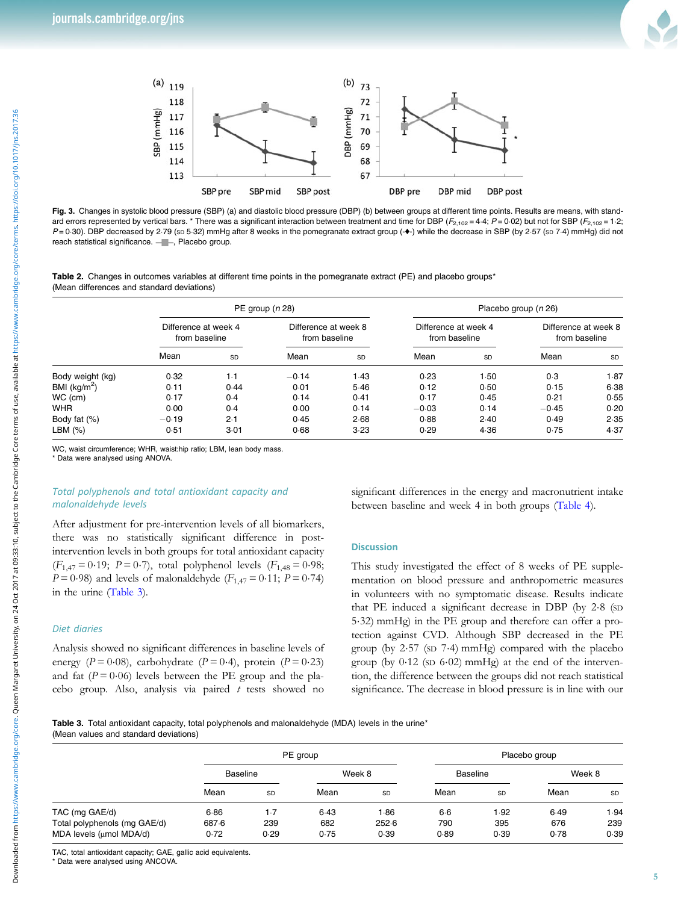Fig. 3. Changes in systolic blood pressure (SBP) (a) and diastolic blood pressure (DBP) (b) between groups at different time points. Results are means, with standard errors represented by vertical bars. * There was a significant interaction between treatment and time for DBP ($F_{2,102}$ = 4·4; $P$ = 0·02) but not for SBP ($F_{2,102}$ = 1·2; $P$ = 0·30). DBP decreased by 2·79 (SD 5·32) mmHg after 8 weeks in the pomegranate extract group (-♦-) while the decrease in SBP (by 2·57 (SD 7·4) mmHg) did not reach statistical significance. -■-, Placebo group.

**Table 2.** Changes in outcomes variables at different time points in the pomegranate extract (PE) and placebo groups*
(Mean differences and standard deviations)

| | PE group (*n* 28) | | | | Placebo group (*n* 26) | | | |
|---|---|---|---|---|---|---|---|---|
| | Difference at week 4 from baseline | | Difference at week 8 from baseline | | Difference at week 4 from baseline | | Difference at week 8 from baseline | |
| | Mean | SD | Mean | SD | Mean | SD | Mean | SD |
| Body weight (kg) | 0·32 | 1·1 | −0·14 | 1·43 | 0·23 | 1·50 | 0·3 | 1·87 |
| BMI (kg/m$^2$) | 0·11 | 0·44 | 0·01 | 5·46 | 0·12 | 0·50 | 0·15 | 6·38 |
| WC (cm) | 0·17 | 0·4 | 0·14 | 0·41 | 0·17 | 0·45 | 0·21 | 0·55 |
| WHR | 0·00 | 0·4 | 0·00 | 0·14 | −0·03 | 0·14 | −0·45 | 0·20 |
| Body fat (%) | −0·19 | 2·1 | 0·45 | 2·68 | 0·88 | 2·40 | 0·49 | 2·35 |
| LBM (%) | 0·51 | 3·01 | 0·68 | 3·23 | 0·29 | 4·36 | 0·75 | 4·37 |

WC, waist circumference; WHR, waist:hip ratio; LBM, lean body mass.
* Data were analysed using ANOVA.

### *Total polyphenols and total antioxidant capacity and malonaldehyde levels*

After adjustment for pre-intervention levels of all biomarkers, there was no statistically significant difference in post-intervention levels in both groups for total antioxidant capacity ($F_{1,47}$ = 0·19; $P$ = 0·7), total polyphenol levels ($F_{1,48}$ = 0·98; $P$ = 0·98) and levels of malonaldehyde ($F_{1,47}$ = 0·11; $P$ = 0·74) in the urine (Table 3).

### *Diet diaries*

Analysis showed no significant differences in baseline levels of energy ($P$ = 0·08), carbohydrate ($P$ = 0·4), protein ($P$ = 0·23) and fat ($P$ = 0·06) levels between the PE group and the placebo group. Also, analysis via paired *t* tests showed no significant differences in the energy and macronutrient intake between baseline and week 4 in both groups (Table 4).

## Discussion

This study investigated the effect of 8 weeks of PE supplementation on blood pressure and anthropometric measures in volunteers with no symptomatic disease. Results indicate that PE induced a significant decrease in DBP (by 2·8 (SD 5·32) mmHg) in the PE group and therefore can offer a protection against CVD. Although SBP decreased in the PE group (by 2·57 (SD 7·4) mmHg) compared with the placebo group (by 0·12 (SD 6·02) mmHg) at the end of the intervention, the difference between the groups did not reach statistical significance. The decrease in blood pressure is in line with our

**Table 3.** Total antioxidant capacity, total polyphenols and malonaldehyde (MDA) levels in the urine*
(Mean values and standard deviations)

| | PE group | | | | Placebo group | | | |
|---|---|---|---|---|---|---|---|---|
| | Baseline | | Week 8 | | Baseline | | Week 8 | |
| | Mean | SD | Mean | SD | Mean | SD | Mean | SD |
| TAC (mg GAE/d) | 6·86 | 1·7 | 6·43 | 1·86 | 6·6 | 1·92 | 6·49 | 1·94 |
| Total polyphenols (mg GAE/d) | 687·6 | 239 | 682 | 252·6 | 790 | 395 | 676 | 239 |
| MDA levels (μmol MDA/d) | 0·72 | 0·29 | 0·75 | 0·39 | 0·89 | 0·39 | 0·78 | 0·39 |

TAC, total antioxidant capacity; GAE, gallic acid equivalents.
* Data were analysed using ANCOVA.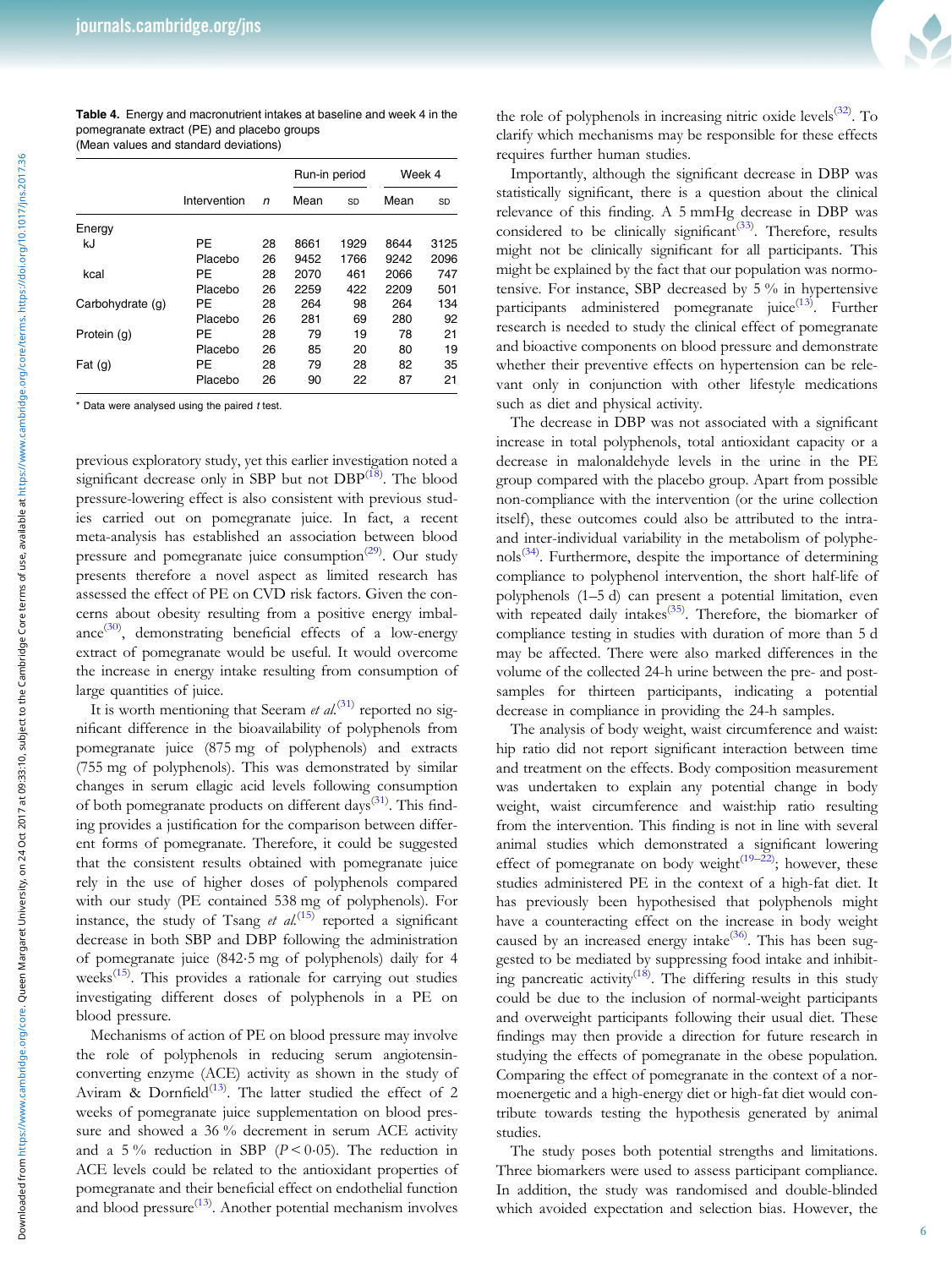**Table 4.** Energy and macronutrient intakes at baseline and week 4 in the pomegranate extract (PE) and placebo groups
(Mean values and standard deviations)

| | Intervention | *n* | Run-in period | | Week 4 | |
|---|---|---|---|---|---|---|
| | | | Mean | SD | Mean | SD |
| Energy | | | | | | |
| kJ | PE | 28 | 8661 | 1929 | 8644 | 3125 |
| | Placebo | 26 | 9452 | 1766 | 9242 | 2096 |
| kcal | PE | 28 | 2070 | 461 | 2066 | 747 |
| | Placebo | 26 | 2259 | 422 | 2209 | 501 |
| Carbohydrate (g) | PE | 28 | 264 | 98 | 264 | 134 |
| | Placebo | 26 | 281 | 69 | 280 | 92 |
| Protein (g) | PE | 28 | 79 | 19 | 78 | 21 |
| | Placebo | 26 | 85 | 20 | 80 | 19 |
| Fat (g) | PE | 28 | 79 | 28 | 82 | 35 |
| | Placebo | 26 | 90 | 22 | 87 | 21 |

\* Data were analysed using the paired *t* test.

previous exploratory study, yet this earlier investigation noted a significant decrease only in SBP but not DBP[18]. The blood pressure-lowering effect is also consistent with previous studies carried out on pomegranate juice. In fact, a recent meta-analysis has established an association between blood pressure and pomegranate juice consumption[29]. Our study presents therefore a novel aspect as limited research has assessed the effect of PE on CVD risk factors. Given the concerns about obesity resulting from a positive energy imbalance[30], demonstrating beneficial effects of a low-energy extract of pomegranate would be useful. It would overcome the increase in energy intake resulting from consumption of large quantities of juice.

It is worth mentioning that Seeram *et al.*[31] reported no significant difference in the bioavailability of polyphenols from pomegranate juice (875 mg of polyphenols) and extracts (755 mg of polyphenols). This was demonstrated by similar changes in serum ellagic acid levels following consumption of both pomegranate products on different days[31]. This finding provides a justification for the comparison between different forms of pomegranate. Therefore, it could be suggested that the consistent results obtained with pomegranate juice rely in the use of higher doses of polyphenols compared with our study (PE contained 538 mg of polyphenols). For instance, the study of Tsang *et al.*[15] reported a significant decrease in both SBP and DBP following the administration of pomegranate juice (842·5 mg of polyphenols) daily for 4 weeks[15]. This provides a rationale for carrying out studies investigating different doses of polyphenols in a PE on blood pressure.

Mechanisms of action of PE on blood pressure may involve the role of polyphenols in reducing serum angiotensin-converting enzyme (ACE) activity as shown in the study of Aviram & Dornfield[13]. The latter studied the effect of 2 weeks of pomegranate juice supplementation on blood pressure and showed a 36 % decrement in serum ACE activity and a 5 % reduction in SBP ($P < 0·05$). The reduction in ACE levels could be related to the antioxidant properties of pomegranate and their beneficial effect on endothelial function and blood pressure[13]. Another potential mechanism involves the role of polyphenols in increasing nitric oxide levels[32]. To clarify which mechanisms may be responsible for these effects requires further human studies.

Importantly, although the significant decrease in DBP was statistically significant, there is a question about the clinical relevance of this finding. A 5 mmHg decrease in DBP was considered to be clinically significant[33]. Therefore, results might not be clinically significant for all participants. This might be explained by the fact that our population was normotensive. For instance, SBP decreased by 5 % in hypertensive participants administered pomegranate juice[13]. Further research is needed to study the clinical effect of pomegranate and bioactive components on blood pressure and demonstrate whether their preventive effects on hypertension can be relevant only in conjunction with other lifestyle medications such as diet and physical activity.

The decrease in DBP was not associated with a significant increase in total polyphenols, total antioxidant capacity or a decrease in malonaldehyde levels in the urine in the PE group compared with the placebo group. Apart from possible non-compliance with the intervention (or the urine collection itself), these outcomes could also be attributed to the intra- and inter-individual variability in the metabolism of polyphenols[34]. Furthermore, despite the importance of determining compliance to polyphenol intervention, the short half-life of polyphenols (1–5 d) can present a potential limitation, even with repeated daily intakes[35]. Therefore, the biomarker of compliance testing in studies with duration of more than 5 d may be affected. There were also marked differences in the volume of the collected 24-h urine between the pre- and post-samples for thirteen participants, indicating a potential decrease in compliance in providing the 24-h samples.

The analysis of body weight, waist circumference and waist:hip ratio did not report significant interaction between time and treatment on the effects. Body composition measurement was undertaken to explain any potential change in body weight, waist circumference and waist:hip ratio resulting from the intervention. This finding is not in line with several animal studies which demonstrated a significant lowering effect of pomegranate on body weight[19–22]; however, these studies administered PE in the context of a high-fat diet. It has previously been hypothesised that polyphenols might have a counteracting effect on the increase in body weight caused by an increased energy intake[36]. This has been suggested to be mediated by suppressing food intake and inhibiting pancreatic activity[18]. The differing results in this study could be due to the inclusion of normal-weight participants and overweight participants following their usual diet. These findings may then provide a direction for future research in studying the effects of pomegranate in the obese population. Comparing the effect of pomegranate in the context of a normoenergetic and a high-energy diet or high-fat diet would contribute towards testing the hypothesis generated by animal studies.

The study poses both potential strengths and limitations. Three biomarkers were used to assess participant compliance. In addition, the study was randomised and double-blinded which avoided expectation and selection bias. However, the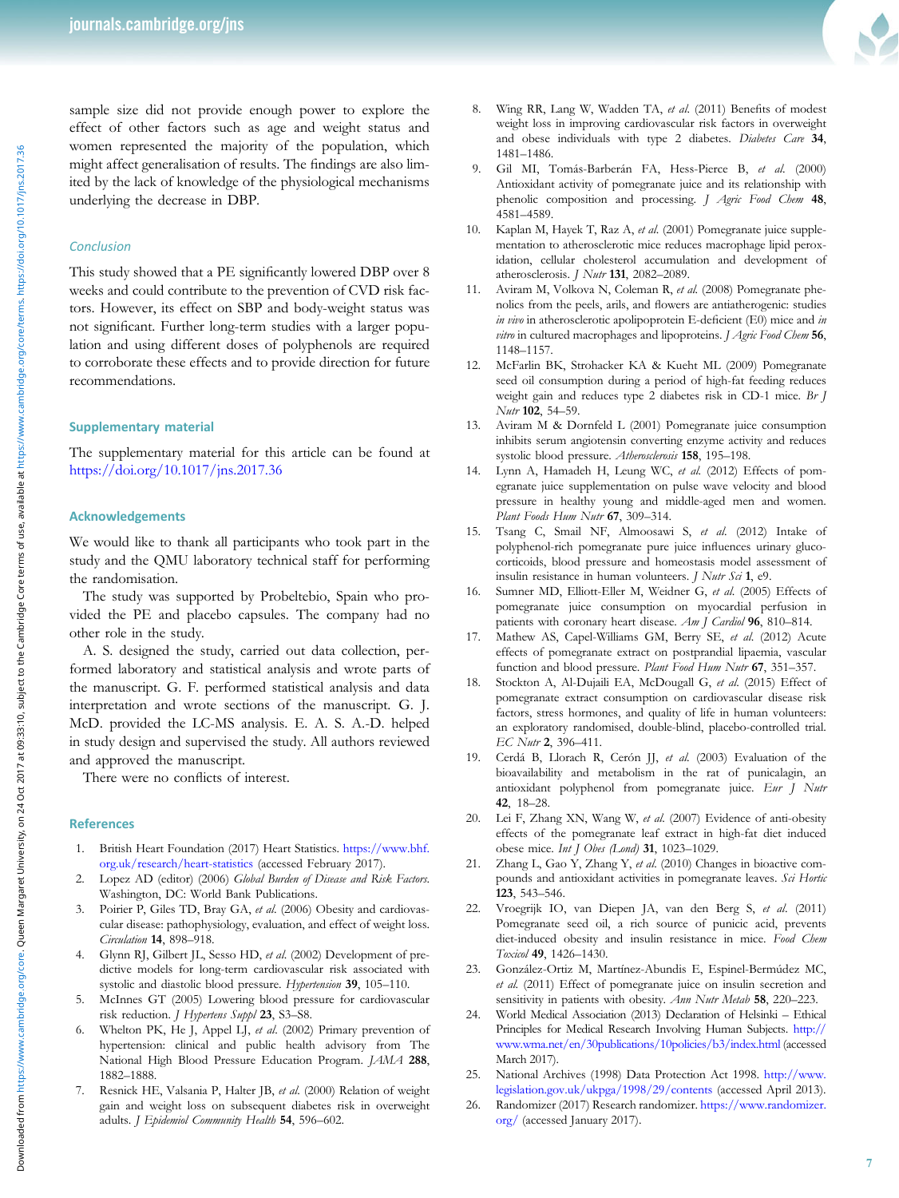sample size did not provide enough power to explore the effect of other factors such as age and weight status and women represented the majority of the population, which might affect generalisation of results. The findings are also limited by the lack of knowledge of the physiological mechanisms underlying the decrease in DBP.

## Conclusion

This study showed that a PE significantly lowered DBP over 8 weeks and could contribute to the prevention of CVD risk factors. However, its effect on SBP and body-weight status was not significant. Further long-term studies with a larger population and using different doses of polyphenols are required to corroborate these effects and to provide direction for future recommendations.

## Supplementary material

The supplementary material for this article can be found at https://doi.org/10.1017/jns.2017.36

## Acknowledgements

We would like to thank all participants who took part in the study and the QMU laboratory technical staff for performing the randomisation.

The study was supported by Probeltebio, Spain who provided the PE and placebo capsules. The company had no other role in the study.

A. S. designed the study, carried out data collection, performed laboratory and statistical analysis and wrote parts of the manuscript. G. F. performed statistical analysis and data interpretation and wrote sections of the manuscript. G. J. McD. provided the LC-MS analysis. E. A. S. A.-D. helped in study design and supervised the study. All authors reviewed and approved the manuscript.

There were no conflicts of interest.

## References

1. British Heart Foundation (2017) Heart Statistics. https://www.bhf.org.uk/research/heart-statistics (accessed February 2017).
2. Lopez AD (editor) (2006) *Global Burden of Disease and Risk Factors*. Washington, DC: World Bank Publications.
3. Poirier P, Giles TD, Bray GA, *et al.* (2006) Obesity and cardiovascular disease: pathophysiology, evaluation, and effect of weight loss. *Circulation* **14**, 898–918.
4. Glynn RJ, Gilbert JL, Sesso HD, *et al.* (2002) Development of predictive models for long-term cardiovascular risk associated with systolic and diastolic blood pressure. *Hypertension* **39**, 105–110.
5. McInnes GT (2005) Lowering blood pressure for cardiovascular risk reduction. *J Hypertens Suppl* **23**, S3–S8.
6. Whelton PK, He J, Appel LJ, *et al.* (2002) Primary prevention of hypertension: clinical and public health advisory from The National High Blood Pressure Education Program. *JAMA* **288**, 1882–1888.
7. Resnick HE, Valsania P, Halter JB, *et al.* (2000) Relation of weight gain and weight loss on subsequent diabetes risk in overweight adults. *J Epidemiol Community Health* **54**, 596–602.
8. Wing RR, Lang W, Wadden TA, *et al.* (2011) Benefits of modest weight loss in improving cardiovascular risk factors in overweight and obese individuals with type 2 diabetes. *Diabetes Care* **34**, 1481–1486.
9. Gil MI, Tomás-Barberán FA, Hess-Pierce B, *et al.* (2000) Antioxidant activity of pomegranate juice and its relationship with phenolic composition and processing. *J Agric Food Chem* **48**, 4581–4589.
10. Kaplan M, Hayek T, Raz A, *et al.* (2001) Pomegranate juice supplementation to atherosclerotic mice reduces macrophage lipid peroxidation, cellular cholesterol accumulation and development of atherosclerosis. *J Nutr* **131**, 2082–2089.
11. Aviram M, Volkova N, Coleman R, *et al.* (2008) Pomegranate phenolics from the peels, arils, and flowers are antiatherogenic: studies *in vivo* in atherosclerotic apolipoprotein E-deficient (E0) mice and *in vitro* in cultured macrophages and lipoproteins. *J Agric Food Chem* **56**, 1148–1157.
12. McFarlin BK, Strohacker KA & Kueht ML (2009) Pomegranate seed oil consumption during a period of high-fat feeding reduces weight gain and reduces type 2 diabetes risk in CD-1 mice. *Br J Nutr* **102**, 54–59.
13. Aviram M & Dornfeld L (2001) Pomegranate juice consumption inhibits serum angiotensin converting enzyme activity and reduces systolic blood pressure. *Atherosclerosis* **158**, 195–198.
14. Lynn A, Hamadeh H, Leung WC, *et al.* (2012) Effects of pomegranate juice supplementation on pulse wave velocity and blood pressure in healthy young and middle-aged men and women. *Plant Foods Hum Nutr* **67**, 309–314.
15. Tsang C, Smail NF, Almoosawi S, *et al.* (2012) Intake of polyphenol-rich pomegranate pure juice influences urinary glucocorticoids, blood pressure and homeostasis model assessment of insulin resistance in human volunteers. *J Nutr Sci* **1**, e9.
16. Sumner MD, Elliott-Eller M, Weidner G, *et al.* (2005) Effects of pomegranate juice consumption on myocardial perfusion in patients with coronary heart disease. *Am J Cardiol* **96**, 810–814.
17. Mathew AS, Capel-Williams GM, Berry SE, *et al.* (2012) Acute effects of pomegranate extract on postprandial lipaemia, vascular function and blood pressure. *Plant Food Hum Nutr* **67**, 351–357.
18. Stockton A, Al-Dujaili EA, McDougall G, *et al.* (2015) Effect of pomegranate extract consumption on cardiovascular disease risk factors, stress hormones, and quality of life in human volunteers: an exploratory randomised, double-blind, placebo-controlled trial. *EC Nutr* **2**, 396–411.
19. Cerdá B, Llorach R, Cerón JJ, *et al.* (2003) Evaluation of the bioavailability and metabolism in the rat of punicalagin, an antioxidant polyphenol from pomegranate juice. *Eur J Nutr* **42**, 18–28.
20. Lei F, Zhang XN, Wang W, *et al.* (2007) Evidence of anti-obesity effects of the pomegranate leaf extract in high-fat diet induced obese mice. *Int J Obes (Lond)* **31**, 1023–1029.
21. Zhang L, Gao Y, Zhang Y, *et al.* (2010) Changes in bioactive compounds and antioxidant activities in pomegranate leaves. *Sci Hortic* **123**, 543–546.
22. Vroegrijk IO, van Diepen JA, van den Berg S, *et al.* (2011) Pomegranate seed oil, a rich source of punicic acid, prevents diet-induced obesity and insulin resistance in mice. *Food Chem Toxicol* **49**, 1426–1430.
23. González-Ortiz M, Martínez-Abundis E, Espinel-Bermúdez MC, *et al.* (2011) Effect of pomegranate juice on insulin secretion and sensitivity in patients with obesity. *Ann Nutr Metab* **58**, 220–223.
24. World Medical Association (2013) Declaration of Helsinki – Ethical Principles for Medical Research Involving Human Subjects. http://www.wma.net/en/30publications/10policies/b3/index.html (accessed March 2017).
25. National Archives (1998) Data Protection Act 1998. http://www.legislation.gov.uk/ukpga/1998/29/contents (accessed April 2013).
26. Randomizer (2017) Research randomizer. https://www.randomizer.org/ (accessed January 2017).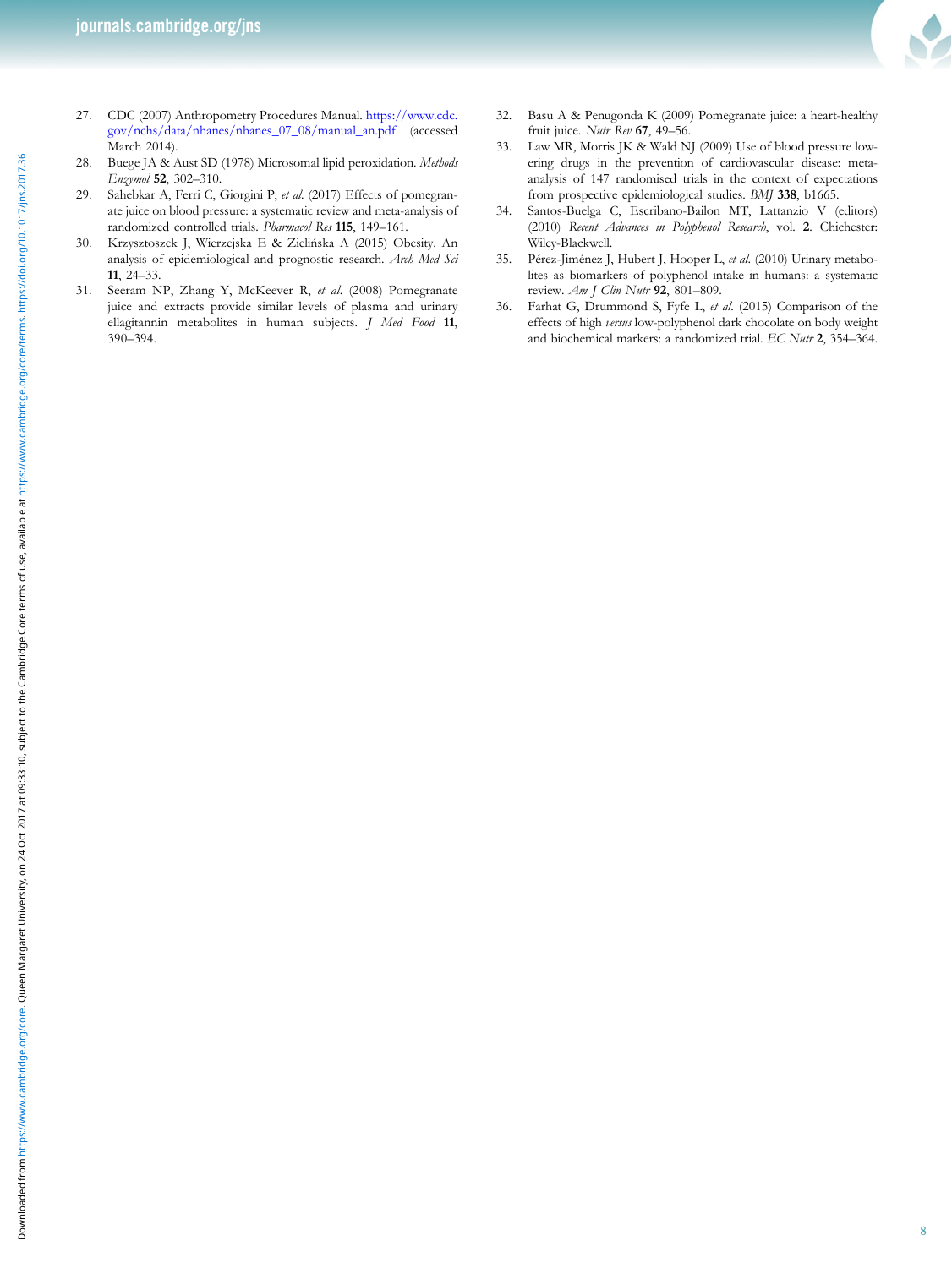27. CDC (2007) Anthropometry Procedures Manual. https://www.cdc.gov/nchs/data/nhanes/nhanes_07_08/manual_an.pdf (accessed March 2014).
28. Buege JA & Aust SD (1978) Microsomal lipid peroxidation. *Methods Enzymol* **52**, 302–310.
29. Sahebkar A, Ferri C, Giorgini P, *et al.* (2017) Effects of pomegranate juice on blood pressure: a systematic review and meta-analysis of randomized controlled trials. *Pharmacol Res* **115**, 149–161.
30. Krzysztoszek J, Wierzejska E & Zielińska A (2015) Obesity. An analysis of epidemiological and prognostic research. *Arch Med Sci* **11**, 24–33.
31. Seeram NP, Zhang Y, McKeever R, *et al.* (2008) Pomegranate juice and extracts provide similar levels of plasma and urinary ellagitannin metabolites in human subjects. *J Med Food* **11**, 390–394.
32. Basu A & Penugonda K (2009) Pomegranate juice: a heart-healthy fruit juice. *Nutr Rev* **67**, 49–56.
33. Law MR, Morris JK & Wald NJ (2009) Use of blood pressure lowering drugs in the prevention of cardiovascular disease: meta-analysis of 147 randomised trials in the context of expectations from prospective epidemiological studies. *BMJ* **338**, b1665.
34. Santos-Buelga C, Escribano-Bailon MT, Lattanzio V (editors) (2010) *Recent Advances in Polyphenol Research*, vol. **2**. Chichester: Wiley-Blackwell.
35. Pérez-Jiménez J, Hubert J, Hooper L, *et al.* (2010) Urinary metabolites as biomarkers of polyphenol intake in humans: a systematic review. *Am J Clin Nutr* **92**, 801–809.
36. Farhat G, Drummond S, Fyfe L, *et al.* (2015) Comparison of the effects of high *versus* low-polyphenol dark chocolate on body weight and biochemical markers: a randomized trial. *EC Nutr* **2**, 354–364.